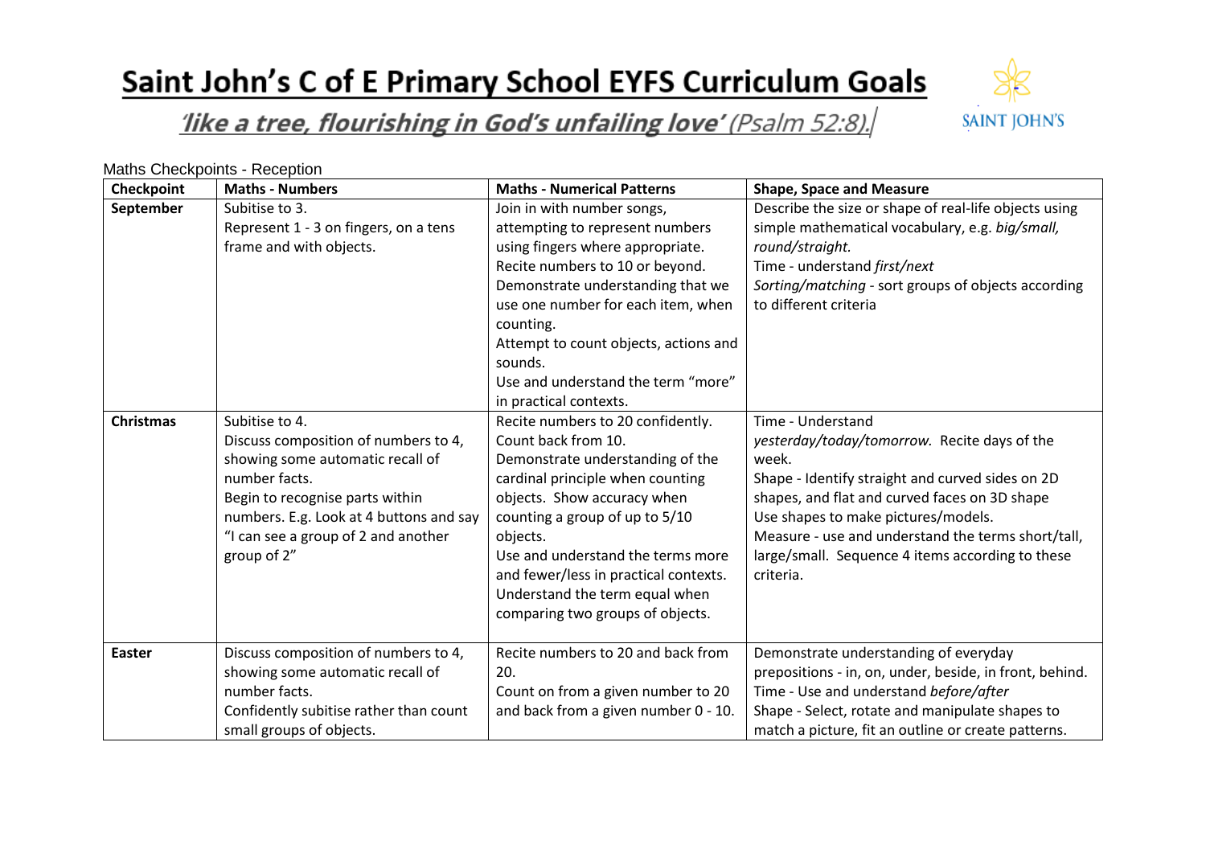# Saint John's C of E Primary School EYFS Curriculum Goals

*'like a tree, flourishing in God's unfailing love'* (Psalm 52:8).

SAINT JOHN'S

Maths Checkpoints - Reception

| Checkpoint | Maths - Numbers | Maths - Numerical Patterns | Shape, Space and Measure |
|---|---|---|---|
| **September** | Subitise to 3.<br>Represent 1 - 3 on fingers, on a tens frame and with objects. | Join in with number songs, attempting to represent numbers using fingers where appropriate.<br>Recite numbers to 10 or beyond.<br>Demonstrate understanding that we use one number for each item, when counting.<br>Attempt to count objects, actions and sounds.<br>Use and understand the term "more" in practical contexts. | Describe the size or shape of real-life objects using simple mathematical vocabulary, e.g. *big/small, round/straight.*<br>Time - understand *first/next*<br>*Sorting/matching* - sort groups of objects according to different criteria |
| **Christmas** | Subitise to 4.<br>Discuss composition of numbers to 4, showing some automatic recall of number facts.<br>Begin to recognise parts within numbers. E.g. Look at 4 buttons and say "I can see a group of 2 and another group of 2" | Recite numbers to 20 confidently.<br>Count back from 10.<br>Demonstrate understanding of the cardinal principle when counting objects. Show accuracy when counting a group of up to 5/10 objects.<br>Use and understand the terms more and fewer/less in practical contexts.<br>Understand the term equal when comparing two groups of objects. | Time - Understand *yesterday/today/tomorrow.* Recite days of the week.<br>Shape - Identify straight and curved sides on 2D shapes, and flat and curved faces on 3D shape<br>Use shapes to make pictures/models.<br>Measure - use and understand the terms short/tall, large/small. Sequence 4 items according to these criteria. |
| **Easter** | Discuss composition of numbers to 4, showing some automatic recall of number facts.<br>Confidently subitise rather than count small groups of objects. | Recite numbers to 20 and back from 20.<br>Count on from a given number to 20 and back from a given number 0 - 10. | Demonstrate understanding of everyday prepositions - in, on, under, beside, in front, behind.<br>Time - Use and understand *before/after*<br>Shape - Select, rotate and manipulate shapes to match a picture, fit an outline or create patterns. |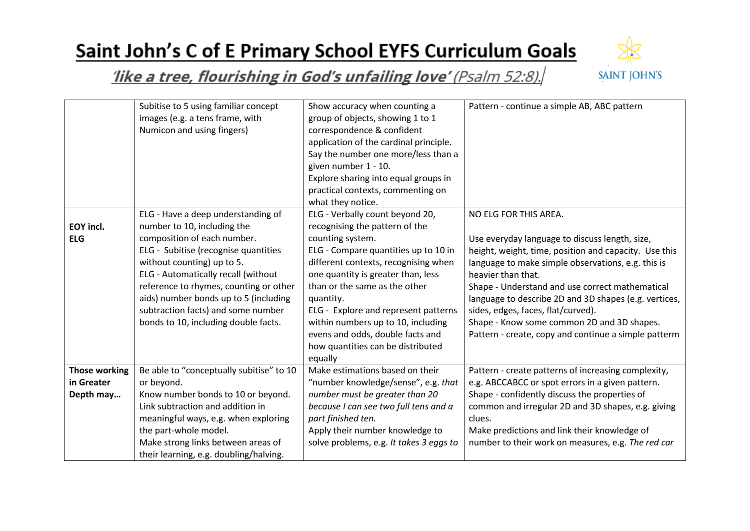# Saint John's C of E Primary School EYFS Curriculum Goals

*'like a tree, flourishing in God's unfailing love'* (Psalm 52:8).

| | | | |
|---|---|---|---|
| | Subitise to 5 using familiar concept images (e.g. a tens frame, with Numicon and using fingers) | Show accuracy when counting a group of objects, showing 1 to 1 correspondence & confident application of the cardinal principle.<br>Say the number one more/less than a given number 1 - 10.<br>Explore sharing into equal groups in practical contexts, commenting on what they notice. | Pattern - continue a simple AB, ABC pattern |
| **EOY incl. ELG** | ELG - Have a deep understanding of number to 10, including the composition of each number.<br>ELG - Subitise (recognise quantities without counting) up to 5.<br>ELG - Automatically recall (without reference to rhymes, counting or other aids) number bonds up to 5 (including subtraction facts) and some number bonds to 10, including double facts. | ELG - Verbally count beyond 20, recognising the pattern of the counting system.<br>ELG - Compare quantities up to 10 in different contexts, recognising when one quantity is greater than, less than or the same as the other quantity.<br>ELG - Explore and represent patterns within numbers up to 10, including evens and odds, double facts and how quantities can be distributed equally | NO ELG FOR THIS AREA.<br><br>Use everyday language to discuss length, size, height, weight, time, position and capacity. Use this language to make simple observations, e.g. this is heavier than that.<br>Shape - Understand and use correct mathematical language to describe 2D and 3D shapes (e.g. vertices, sides, edges, faces, flat/curved).<br>Shape - Know some common 2D and 3D shapes.<br>Pattern - create, copy and continue a simple patterm |
| **Those working in Greater Depth may…** | Be able to "conceptually subitise" to 10 or beyond.<br>Know number bonds to 10 or beyond.<br>Link subtraction and addition in meaningful ways, e.g. when exploring the part-whole model.<br>Make strong links between areas of their learning, e.g. doubling/halving. | Make estimations based on their "number knowledge/sense", e.g. *that number must be greater than 20 because I can see two full tens and a part finished ten.*<br>Apply their number knowledge to solve problems, e.g. *It takes 3 eggs to* | Pattern - create patterns of increasing complexity, e.g. ABCCABCC or spot errors in a given pattern.<br>Shape - confidently discuss the properties of common and irregular 2D and 3D shapes, e.g. giving clues.<br>Make predictions and link their knowledge of number to their work on measures, e.g. *The red car* |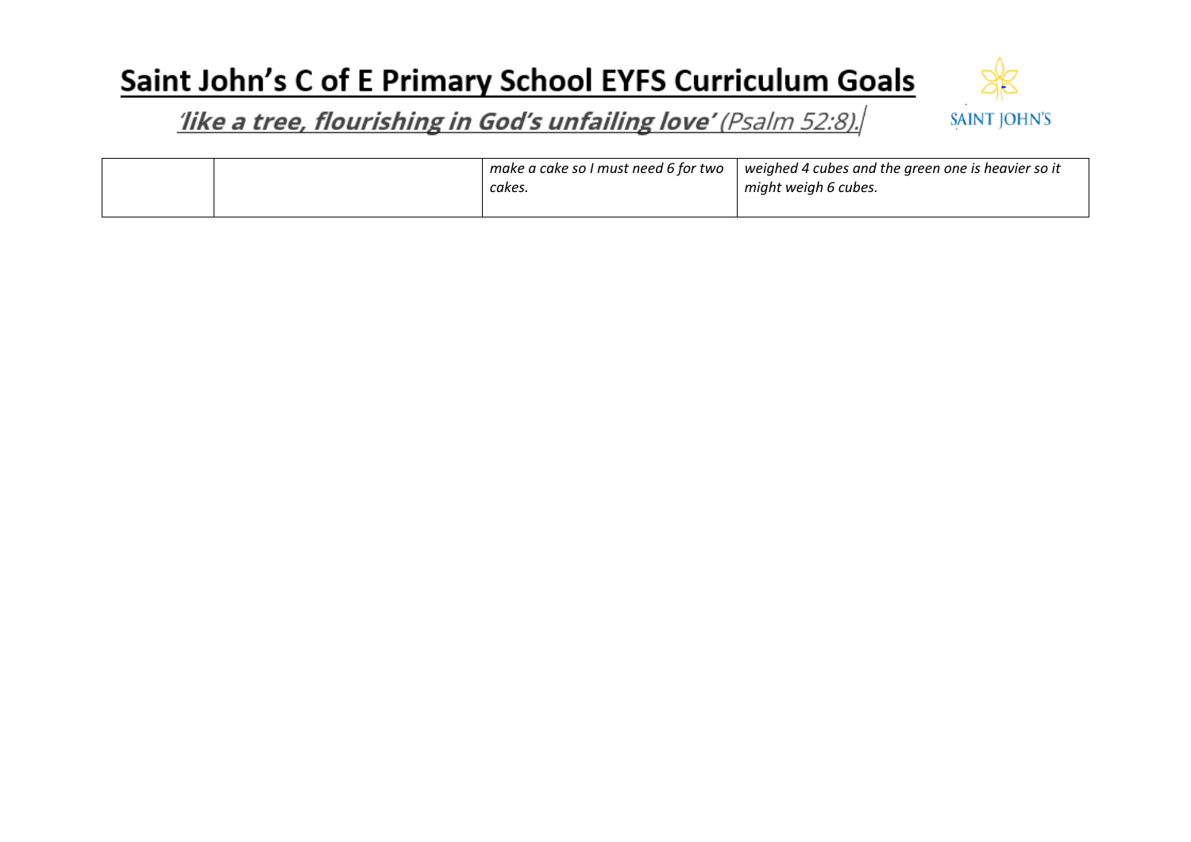# Saint John's C of E Primary School EYFS Curriculum Goals

*'like a tree, flourishing in God's unfailing love'* (Psalm 52:8).

SAINT JOHN'S

| | | | |
|---|---|---|---|
| | | *make a cake so I must need 6 for two cakes.* | *weighed 4 cubes and the green one is heavier so it might weigh 6 cubes.* |